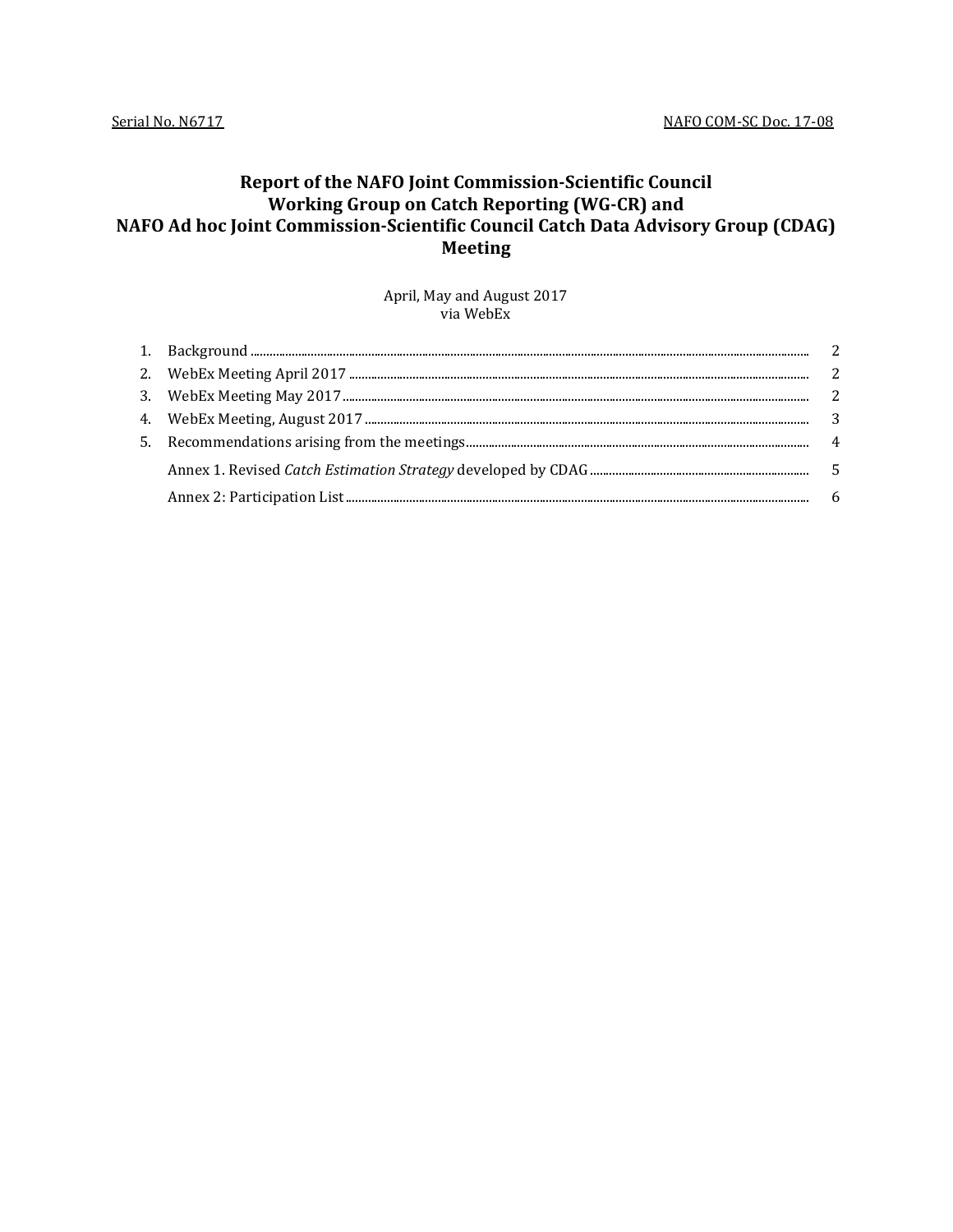Serial No. N6717 NAFO COM-SC Doc. 17-08

# Report of the NAFO Joint Commission-Scientific Council Working Group on Catch Reporting (WG-CR) and NAFO Ad hoc Joint Commission-Scientific Council Catch Data Advisory Group (CDAG) Meeting

April, May and August 2017
via WebEx

1. Background ........ 2
2. WebEx Meeting April 2017 ........ 2
3. WebEx Meeting May 2017 ........ 2
4. WebEx Meeting, August 2017 ........ 3
5. Recommendations arising from the meetings ........ 4

   Annex 1. Revised *Catch Estimation Strategy* developed by CDAG ........ 5

   Annex 2: Participation List ........ 6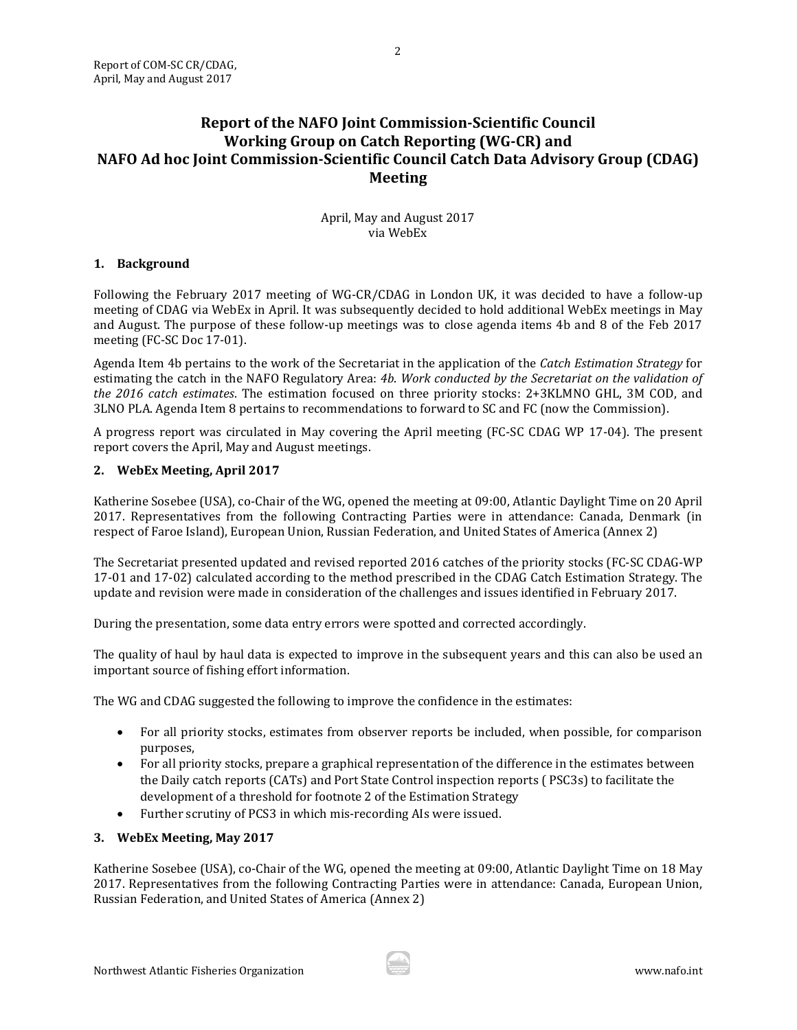# Report of the NAFO Joint Commission-Scientific Council Working Group on Catch Reporting (WG-CR) and NAFO Ad hoc Joint Commission-Scientific Council Catch Data Advisory Group (CDAG) Meeting

April, May and August 2017
via WebEx

## 1. Background

Following the February 2017 meeting of WG-CR/CDAG in London UK, it was decided to have a follow-up meeting of CDAG via WebEx in April. It was subsequently decided to hold additional WebEx meetings in May and August. The purpose of these follow-up meetings was to close agenda items 4b and 8 of the Feb 2017 meeting (FC-SC Doc 17-01).

Agenda Item 4b pertains to the work of the Secretariat in the application of the *Catch Estimation Strategy* for estimating the catch in the NAFO Regulatory Area: *4b. Work conducted by the Secretariat on the validation of the 2016 catch estimates*. The estimation focused on three priority stocks: 2+3KLMNO GHL, 3M COD, and 3LNO PLA. Agenda Item 8 pertains to recommendations to forward to SC and FC (now the Commission).

A progress report was circulated in May covering the April meeting (FC-SC CDAG WP 17-04). The present report covers the April, May and August meetings.

## 2. WebEx Meeting, April 2017

Katherine Sosebee (USA), co-Chair of the WG, opened the meeting at 09:00, Atlantic Daylight Time on 20 April 2017. Representatives from the following Contracting Parties were in attendance: Canada, Denmark (in respect of Faroe Island), European Union, Russian Federation, and United States of America (Annex 2)

The Secretariat presented updated and revised reported 2016 catches of the priority stocks (FC-SC CDAG-WP 17-01 and 17-02) calculated according to the method prescribed in the CDAG Catch Estimation Strategy. The update and revision were made in consideration of the challenges and issues identified in February 2017.

During the presentation, some data entry errors were spotted and corrected accordingly.

The quality of haul by haul data is expected to improve in the subsequent years and this can also be used an important source of fishing effort information.

The WG and CDAG suggested the following to improve the confidence in the estimates:

- For all priority stocks, estimates from observer reports be included, when possible, for comparison purposes,
- For all priority stocks, prepare a graphical representation of the difference in the estimates between the Daily catch reports (CATs) and Port State Control inspection reports ( PSC3s) to facilitate the development of a threshold for footnote 2 of the Estimation Strategy
- Further scrutiny of PCS3 in which mis-recording AIs were issued.

## 3. WebEx Meeting, May 2017

Katherine Sosebee (USA), co-Chair of the WG, opened the meeting at 09:00, Atlantic Daylight Time on 18 May 2017. Representatives from the following Contracting Parties were in attendance: Canada, European Union, Russian Federation, and United States of America (Annex 2)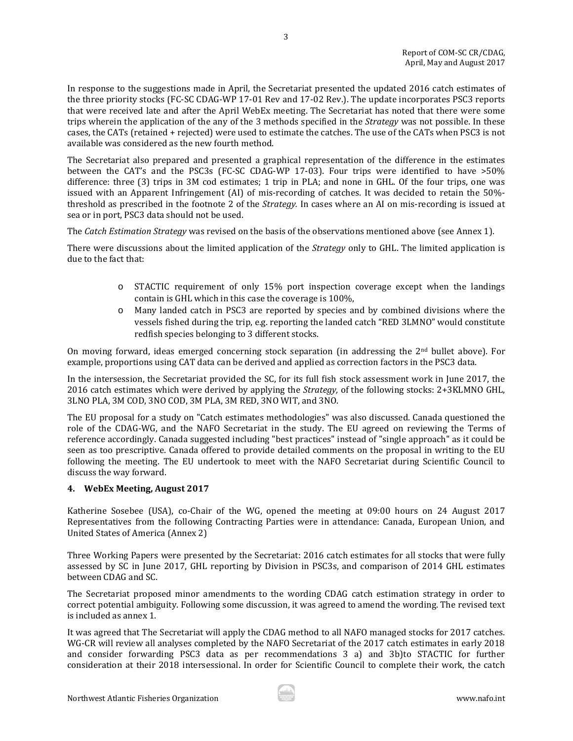In response to the suggestions made in April, the Secretariat presented the updated 2016 catch estimates of the three priority stocks (FC-SC CDAG-WP 17-01 Rev and 17-02 Rev.). The update incorporates PSC3 reports that were received late and after the April WebEx meeting. The Secretariat has noted that there were some trips wherein the application of the any of the 3 methods specified in the *Strategy* was not possible. In these cases, the CATs (retained + rejected) were used to estimate the catches. The use of the CATs when PSC3 is not available was considered as the new fourth method.

The Secretariat also prepared and presented a graphical representation of the difference in the estimates between the CAT's and the PSC3s (FC-SC CDAG-WP 17-03). Four trips were identified to have >50% difference: three (3) trips in 3M cod estimates; 1 trip in PLA; and none in GHL. Of the four trips, one was issued with an Apparent Infringement (AI) of mis-recording of catches. It was decided to retain the 50%-threshold as prescribed in the footnote 2 of the *Strategy.* In cases where an AI on mis-recording is issued at sea or in port, PSC3 data should not be used.

The *Catch Estimation Strategy* was revised on the basis of the observations mentioned above (see Annex 1).

There were discussions about the limited application of the *Strategy* only to GHL. The limited application is due to the fact that:

- STACTIC requirement of only 15% port inspection coverage except when the landings contain is GHL which in this case the coverage is 100%,
- Many landed catch in PSC3 are reported by species and by combined divisions where the vessels fished during the trip, e.g. reporting the landed catch "RED 3LMNO" would constitute redfish species belonging to 3 different stocks.

On moving forward, ideas emerged concerning stock separation (in addressing the 2nd bullet above). For example, proportions using CAT data can be derived and applied as correction factors in the PSC3 data.

In the intersession, the Secretariat provided the SC, for its full fish stock assessment work in June 2017, the 2016 catch estimates which were derived by applying the *Strategy,* of the following stocks: 2+3KLMNO GHL, 3LNO PLA, 3M COD, 3NO COD, 3M PLA, 3M RED, 3NO WIT, and 3NO.

The EU proposal for a study on "Catch estimates methodologies" was also discussed. Canada questioned the role of the CDAG-WG, and the NAFO Secretariat in the study. The EU agreed on reviewing the Terms of reference accordingly. Canada suggested including "best practices" instead of "single approach" as it could be seen as too prescriptive. Canada offered to provide detailed comments on the proposal in writing to the EU following the meeting. The EU undertook to meet with the NAFO Secretariat during Scientific Council to discuss the way forward.

## 4. WebEx Meeting, August 2017

Katherine Sosebee (USA), co-Chair of the WG, opened the meeting at 09:00 hours on 24 August 2017 Representatives from the following Contracting Parties were in attendance: Canada, European Union, and United States of America (Annex 2)

Three Working Papers were presented by the Secretariat: 2016 catch estimates for all stocks that were fully assessed by SC in June 2017, GHL reporting by Division in PSC3s, and comparison of 2014 GHL estimates between CDAG and SC.

The Secretariat proposed minor amendments to the wording CDAG catch estimation strategy in order to correct potential ambiguity. Following some discussion, it was agreed to amend the wording. The revised text is included as annex 1.

It was agreed that The Secretariat will apply the CDAG method to all NAFO managed stocks for 2017 catches. WG-CR will review all analyses completed by the NAFO Secretariat of the 2017 catch estimates in early 2018 and consider forwarding PSC3 data as per recommendations 3 a) and 3b)to STACTIC for further consideration at their 2018 intersessional. In order for Scientific Council to complete their work, the catch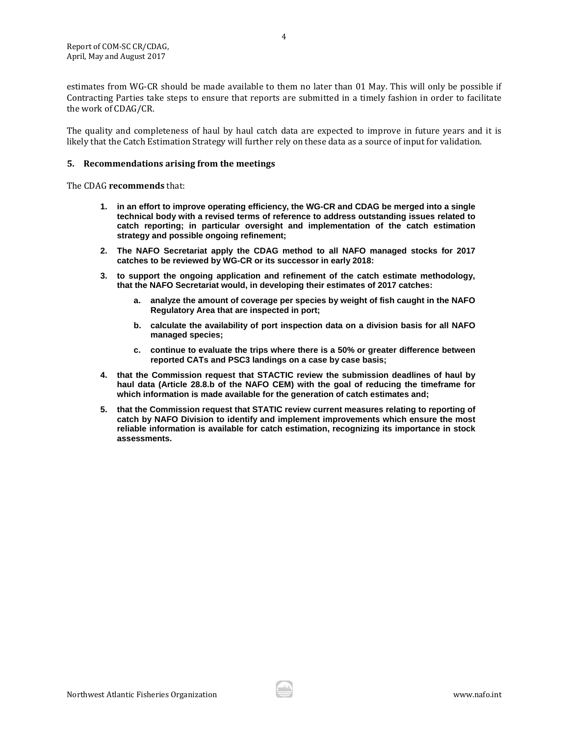estimates from WG-CR should be made available to them no later than 01 May. This will only be possible if Contracting Parties take steps to ensure that reports are submitted in a timely fashion in order to facilitate the work of CDAG/CR.

The quality and completeness of haul by haul catch data are expected to improve in future years and it is likely that the Catch Estimation Strategy will further rely on these data as a source of input for validation.

## 5. Recommendations arising from the meetings

The CDAG **recommends** that:

1. **in an effort to improve operating efficiency, the WG-CR and CDAG be merged into a single technical body with a revised terms of reference to address outstanding issues related to catch reporting; in particular oversight and implementation of the catch estimation strategy and possible ongoing refinement;**
2. **The NAFO Secretariat apply the CDAG method to all NAFO managed stocks for 2017 catches to be reviewed by WG-CR or its successor in early 2018:**
3. **to support the ongoing application and refinement of the catch estimate methodology, that the NAFO Secretariat would, in developing their estimates of 2017 catches:**
    a. **analyze the amount of coverage per species by weight of fish caught in the NAFO Regulatory Area that are inspected in port;**
    b. **calculate the availability of port inspection data on a division basis for all NAFO managed species;**
    c. **continue to evaluate the trips where there is a 50% or greater difference between reported CATs and PSC3 landings on a case by case basis;**
4. **that the Commission request that STACTIC review the submission deadlines of haul by haul data (Article 28.8.b of the NAFO CEM) with the goal of reducing the timeframe for which information is made available for the generation of catch estimates and;**
5. **that the Commission request that STATIC review current measures relating to reporting of catch by NAFO Division to identify and implement improvements which ensure the most reliable information is available for catch estimation, recognizing its importance in stock assessments.**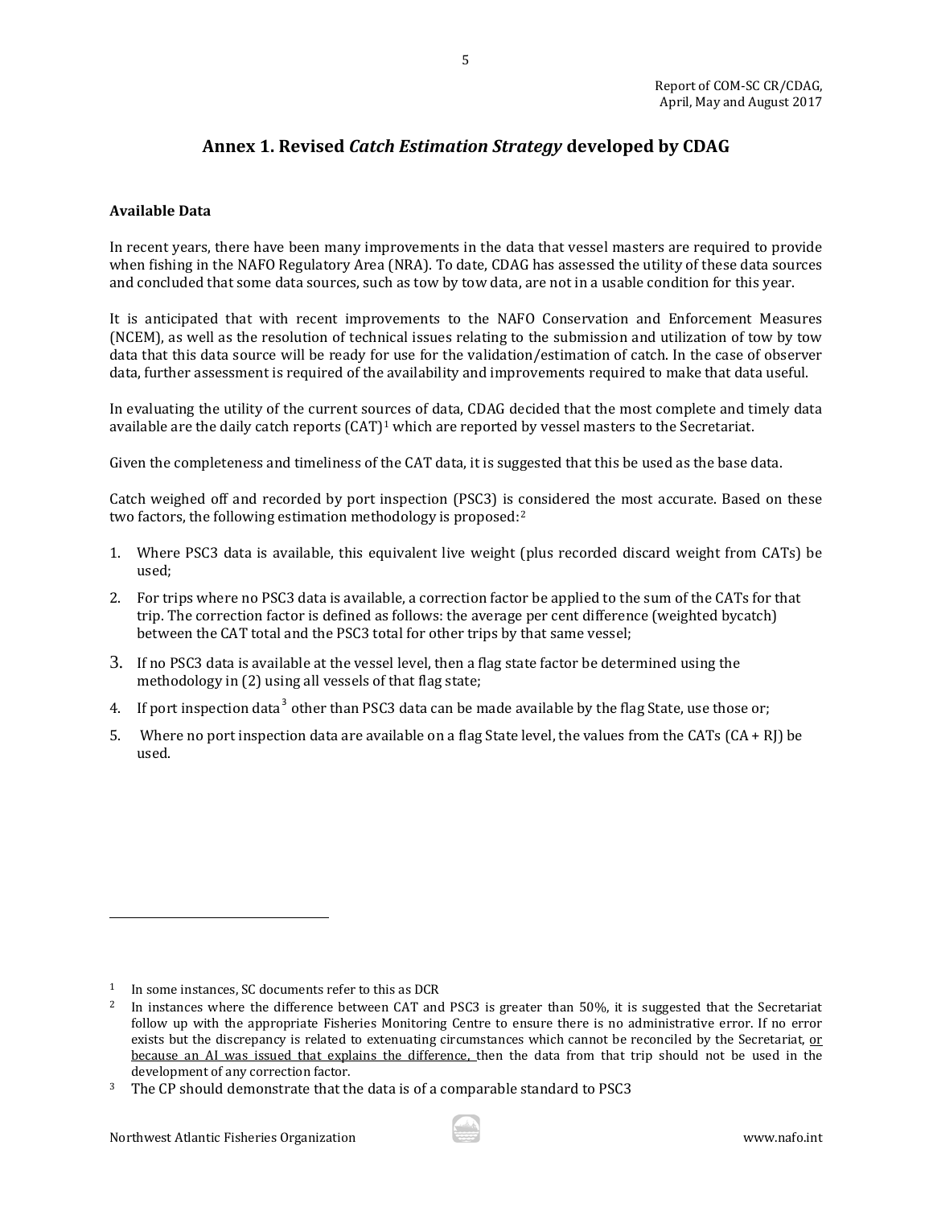## Annex 1. Revised *Catch Estimation Strategy* developed by CDAG

**Available Data**

In recent years, there have been many improvements in the data that vessel masters are required to provide when fishing in the NAFO Regulatory Area (NRA). To date, CDAG has assessed the utility of these data sources and concluded that some data sources, such as tow by tow data, are not in a usable condition for this year.

It is anticipated that with recent improvements to the NAFO Conservation and Enforcement Measures (NCEM), as well as the resolution of technical issues relating to the submission and utilization of tow by tow data that this data source will be ready for use for the validation/estimation of catch. In the case of observer data, further assessment is required of the availability and improvements required to make that data useful.

In evaluating the utility of the current sources of data, CDAG decided that the most complete and timely data available are the daily catch reports (CAT)[1] which are reported by vessel masters to the Secretariat.

Given the completeness and timeliness of the CAT data, it is suggested that this be used as the base data.

Catch weighed off and recorded by port inspection (PSC3) is considered the most accurate. Based on these two factors, the following estimation methodology is proposed:[2]

1. Where PSC3 data is available, this equivalent live weight (plus recorded discard weight from CATs) be used;
2. For trips where no PSC3 data is available, a correction factor be applied to the sum of the CATs for that trip. The correction factor is defined as follows: the average per cent difference (weighted bycatch) between the CAT total and the PSC3 total for other trips by that same vessel;
3. If no PSC3 data is available at the vessel level, then a flag state factor be determined using the methodology in (2) using all vessels of that flag state;
4. If port inspection data[3] other than PSC3 data can be made available by the flag State, use those or;
5. Where no port inspection data are available on a flag State level, the values from the CATs (CA + RJ) be used.

---

[1] In some instances, SC documents refer to this as DCR

[2] In instances where the difference between CAT and PSC3 is greater than 50%, it is suggested that the Secretariat follow up with the appropriate Fisheries Monitoring Centre to ensure there is no administrative error. If no error exists but the discrepancy is related to extenuating circumstances which cannot be reconciled by the Secretariat, <u>or because an AI was issued that explains the difference,</u> then the data from that trip should not be used in the development of any correction factor.

[3] The CP should demonstrate that the data is of a comparable standard to PSC3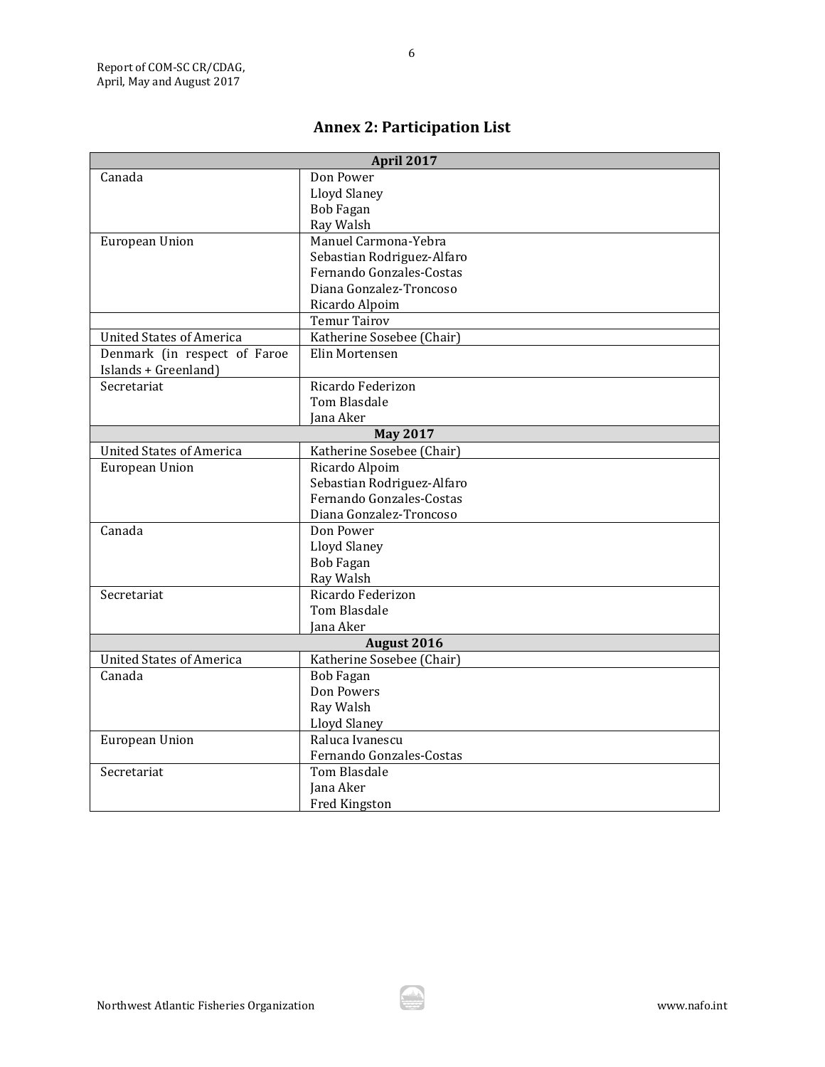## Annex 2: Participation List

| | |
|---|---|
| **April 2017** | |
| Canada | Don Power<br>Lloyd Slaney<br>Bob Fagan<br>Ray Walsh |
| European Union | Manuel Carmona-Yebra<br>Sebastian Rodriguez-Alfaro<br>Fernando Gonzales-Costas<br>Diana Gonzalez-Troncoso<br>Ricardo Alpoim |
| | Temur Tairov |
| United States of America | Katherine Sosebee (Chair) |
| Denmark (in respect of Faroe Islands + Greenland) | Elin Mortensen |
| Secretariat | Ricardo Federizon<br>Tom Blasdale<br>Jana Aker |
| **May 2017** | |
| United States of America | Katherine Sosebee (Chair) |
| European Union | Ricardo Alpoim<br>Sebastian Rodriguez-Alfaro<br>Fernando Gonzales-Costas<br>Diana Gonzalez-Troncoso |
| Canada | Don Power<br>Lloyd Slaney<br>Bob Fagan<br>Ray Walsh |
| Secretariat | Ricardo Federizon<br>Tom Blasdale<br>Jana Aker |
| **August 2016** | |
| United States of America | Katherine Sosebee (Chair) |
| Canada | Bob Fagan<br>Don Powers<br>Ray Walsh<br>Lloyd Slaney |
| European Union | Raluca Ivanescu<br>Fernando Gonzales-Costas |
| Secretariat | Tom Blasdale<br>Jana Aker<br>Fred Kingston |